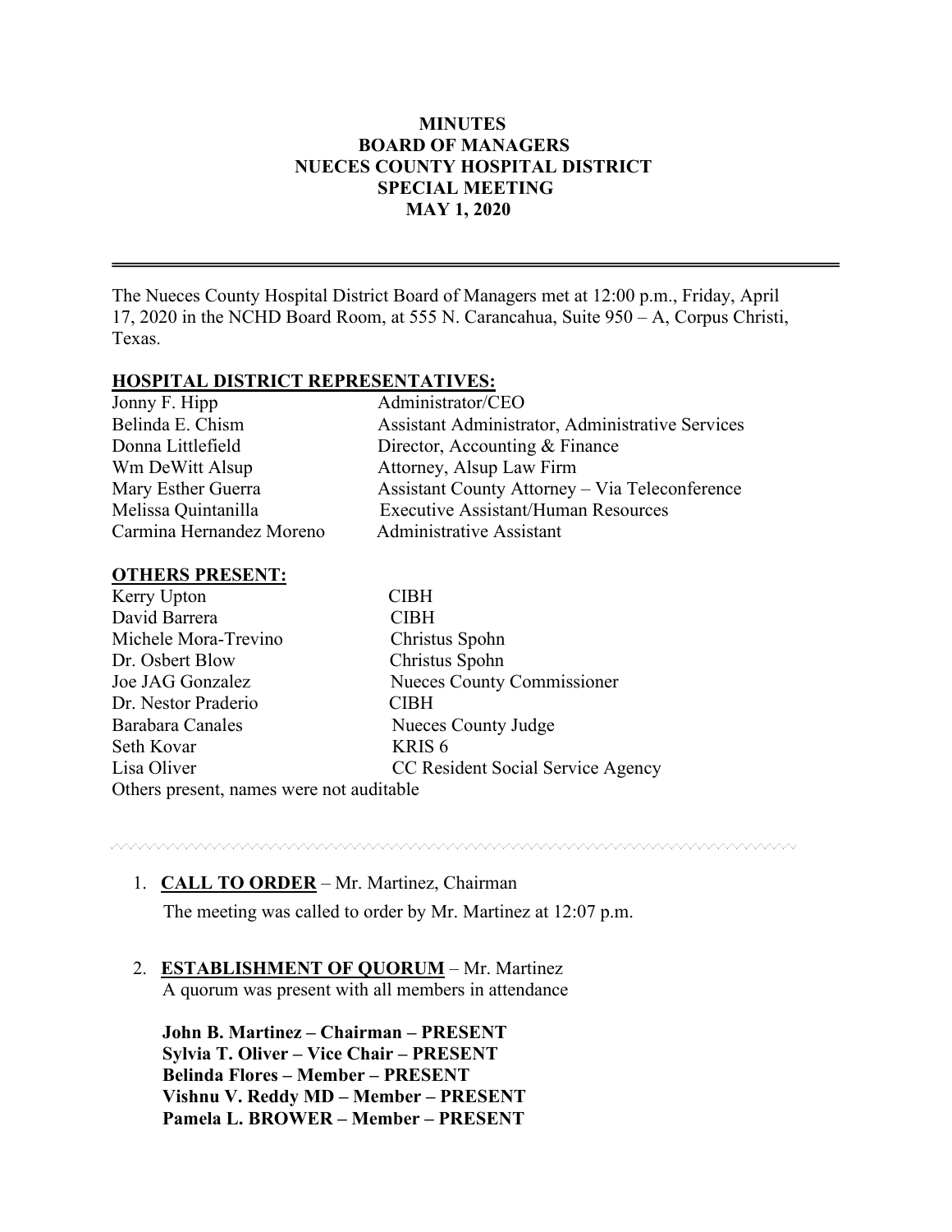# MINUTES
## BOARD OF MANAGERS
## NUECES COUNTY HOSPITAL DISTRICT
## SPECIAL MEETING
## MAY 1, 2020

---

The Nueces County Hospital District Board of Managers met at 12:00 p.m., Friday, April 17, 2020 in the NCHD Board Room, at 555 N. Carancahua, Suite 950 – A, Corpus Christi, Texas.

**HOSPITAL DISTRICT REPRESENTATIVES:**

| | |
|---|---|
| Jonny F. Hipp | Administrator/CEO |
| Belinda E. Chism | Assistant Administrator, Administrative Services |
| Donna Littlefield | Director, Accounting & Finance |
| Wm DeWitt Alsup | Attorney, Alsup Law Firm |
| Mary Esther Guerra | Assistant County Attorney – Via Teleconference |
| Melissa Quintanilla | Executive Assistant/Human Resources |
| Carmina Hernandez Moreno | Administrative Assistant |

**OTHERS PRESENT:**

| | |
|---|---|
| Kerry Upton | CIBH |
| David Barrera | CIBH |
| Michele Mora-Trevino | Christus Spohn |
| Dr. Osbert Blow | Christus Spohn |
| Joe JAG Gonzalez | Nueces County Commissioner |
| Dr. Nestor Praderio | CIBH |
| Barabara Canales | Nueces County Judge |
| Seth Kovar | KRIS 6 |
| Lisa Oliver | CC Resident Social Service Agency |

Others present, names were not auditable

---

1. **CALL TO ORDER** – Mr. Martinez, Chairman

   The meeting was called to order by Mr. Martinez at 12:07 p.m.

2. **ESTABLISHMENT OF QUORUM** – Mr. Martinez

   A quorum was present with all members in attendance

   **John B. Martinez – Chairman – PRESENT**  
   **Sylvia T. Oliver – Vice Chair – PRESENT**  
   **Belinda Flores – Member – PRESENT**  
   **Vishnu V. Reddy MD – Member – PRESENT**  
   **Pamela L. BROWER – Member – PRESENT**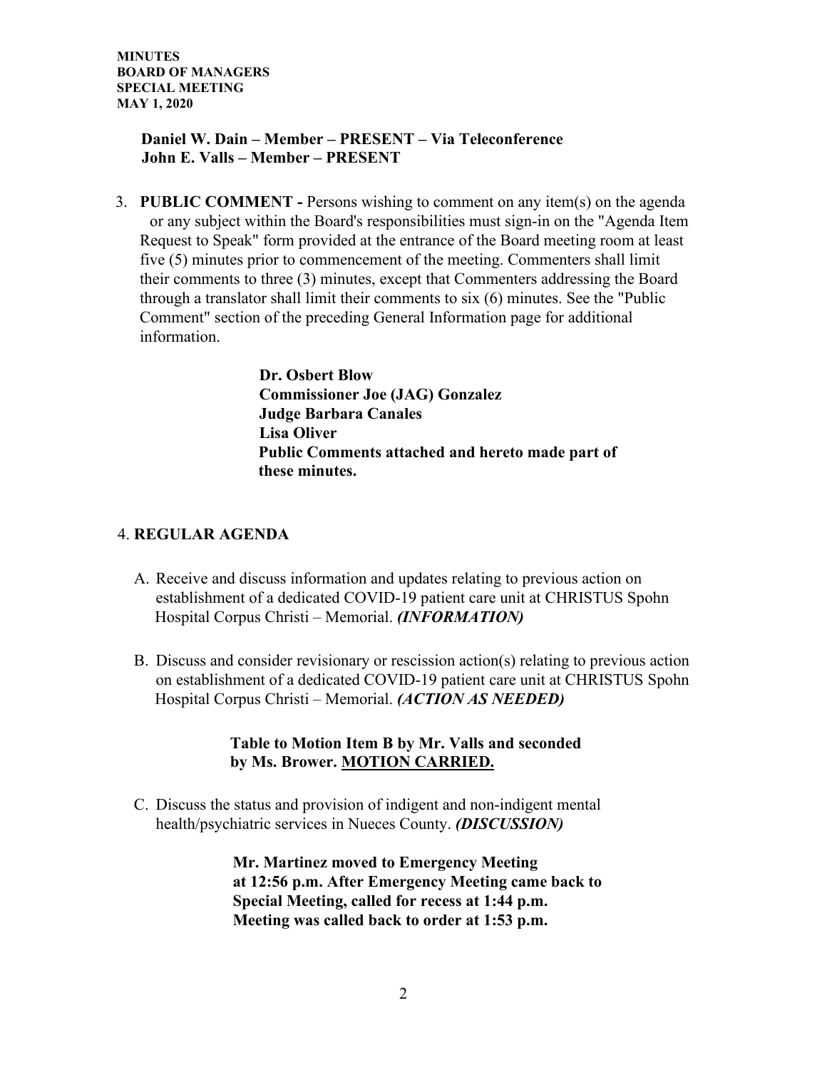**Daniel W. Dain – Member – PRESENT – Via Teleconference**
**John E. Valls – Member – PRESENT**

3. **PUBLIC COMMENT -** Persons wishing to comment on any item(s) on the agenda or any subject within the Board's responsibilities must sign-in on the "Agenda Item Request to Speak" form provided at the entrance of the Board meeting room at least five (5) minutes prior to commencement of the meeting. Commenters shall limit their comments to three (3) minutes, except that Commenters addressing the Board through a translator shall limit their comments to six (6) minutes. See the "Public Comment" section of the preceding General Information page for additional information.

   **Dr. Osbert Blow**
   **Commissioner Joe (JAG) Gonzalez**
   **Judge Barbara Canales**
   **Lisa Oliver**
   **Public Comments attached and hereto made part of these minutes.**

4. **REGULAR AGENDA**

   A. Receive and discuss information and updates relating to previous action on establishment of a dedicated COVID-19 patient care unit at CHRISTUS Spohn Hospital Corpus Christi – Memorial. ***(INFORMATION)***

   B. Discuss and consider revisionary or rescission action(s) relating to previous action on establishment of a dedicated COVID-19 patient care unit at CHRISTUS Spohn Hospital Corpus Christi – Memorial. ***(ACTION AS NEEDED)***

      **Table to Motion Item B by Mr. Valls and seconded by Ms. Brower. <u>MOTION CARRIED.</u>**

   C. Discuss the status and provision of indigent and non-indigent mental health/psychiatric services in Nueces County. ***(DISCUSSION)***

      **Mr. Martinez moved to Emergency Meeting at 12:56 p.m. After Emergency Meeting came back to Special Meeting, called for recess at 1:44 p.m. Meeting was called back to order at 1:53 p.m.**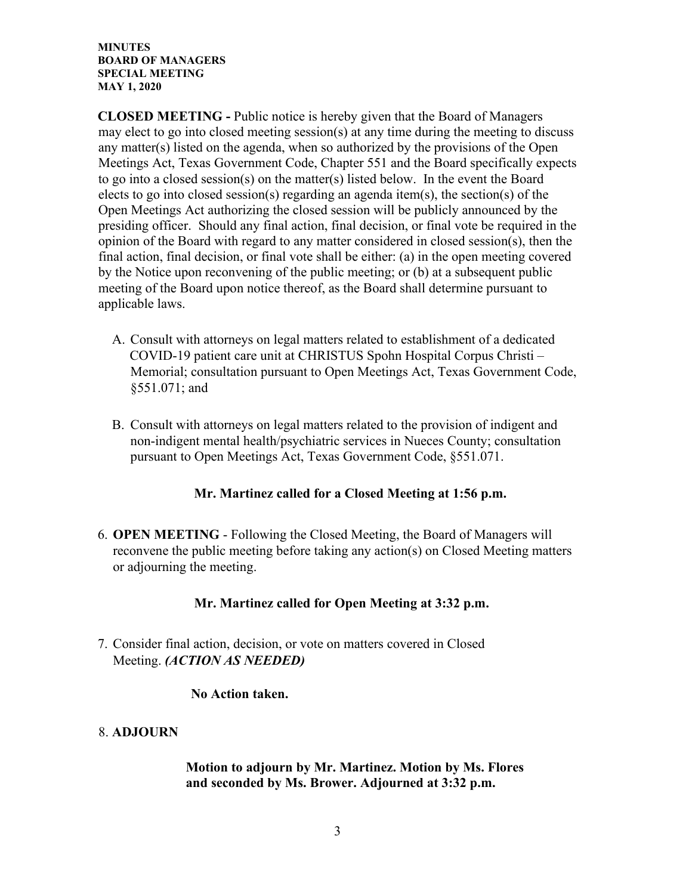**MINUTES**
**BOARD OF MANAGERS**
**SPECIAL MEETING**
**MAY 1, 2020**

**CLOSED MEETING -** Public notice is hereby given that the Board of Managers may elect to go into closed meeting session(s) at any time during the meeting to discuss any matter(s) listed on the agenda, when so authorized by the provisions of the Open Meetings Act, Texas Government Code, Chapter 551 and the Board specifically expects to go into a closed session(s) on the matter(s) listed below. In the event the Board elects to go into closed session(s) regarding an agenda item(s), the section(s) of the Open Meetings Act authorizing the closed session will be publicly announced by the presiding officer. Should any final action, final decision, or final vote be required in the opinion of the Board with regard to any matter considered in closed session(s), then the final action, final decision, or final vote shall be either: (a) in the open meeting covered by the Notice upon reconvening of the public meeting; or (b) at a subsequent public meeting of the Board upon notice thereof, as the Board shall determine pursuant to applicable laws.

A. Consult with attorneys on legal matters related to establishment of a dedicated COVID-19 patient care unit at CHRISTUS Spohn Hospital Corpus Christi – Memorial; consultation pursuant to Open Meetings Act, Texas Government Code, §551.071; and

B. Consult with attorneys on legal matters related to the provision of indigent and non-indigent mental health/psychiatric services in Nueces County; consultation pursuant to Open Meetings Act, Texas Government Code, §551.071.

**Mr. Martinez called for a Closed Meeting at 1:56 p.m.**

6. **OPEN MEETING** - Following the Closed Meeting, the Board of Managers will reconvene the public meeting before taking any action(s) on Closed Meeting matters or adjourning the meeting.

**Mr. Martinez called for Open Meeting at 3:32 p.m.**

7. Consider final action, decision, or vote on matters covered in Closed Meeting. ***(ACTION AS NEEDED)***

**No Action taken.**

8. **ADJOURN**

**Motion to adjourn by Mr. Martinez. Motion by Ms. Flores and seconded by Ms. Brower. Adjourned at 3:32 p.m.**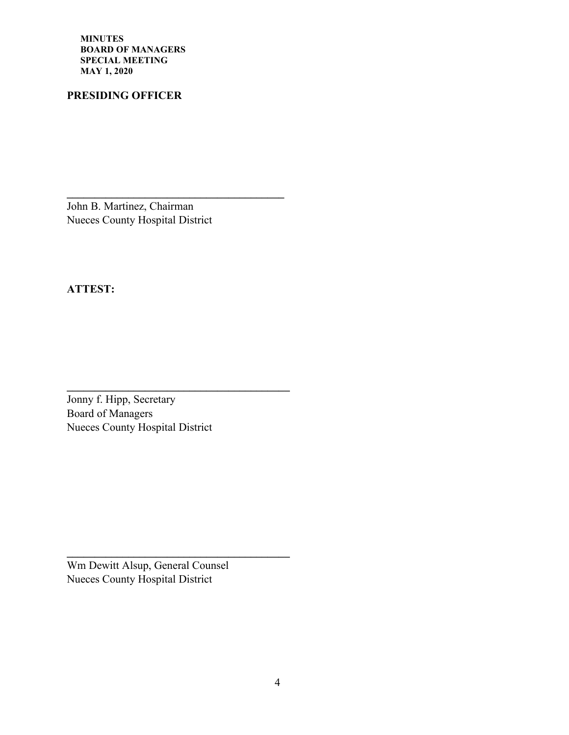**MINUTES**
**BOARD OF MANAGERS**
**SPECIAL MEETING**
**MAY 1, 2020**

**PRESIDING OFFICER**

\_\_\_\_\_\_\_\_\_\_\_\_\_\_\_\_\_\_\_\_\_\_\_\_\_\_\_\_\_\_\_\_\_\_\_\_\_\_\_\_

John B. Martinez, Chairman
Nueces County Hospital District

**ATTEST:**

\_\_\_\_\_\_\_\_\_\_\_\_\_\_\_\_\_\_\_\_\_\_\_\_\_\_\_\_\_\_\_\_\_\_\_\_\_\_\_\_

Jonny f. Hipp, Secretary
Board of Managers
Nueces County Hospital District

\_\_\_\_\_\_\_\_\_\_\_\_\_\_\_\_\_\_\_\_\_\_\_\_\_\_\_\_\_\_\_\_\_\_\_\_\_\_\_\_

Wm Dewitt Alsup, General Counsel
Nueces County Hospital District